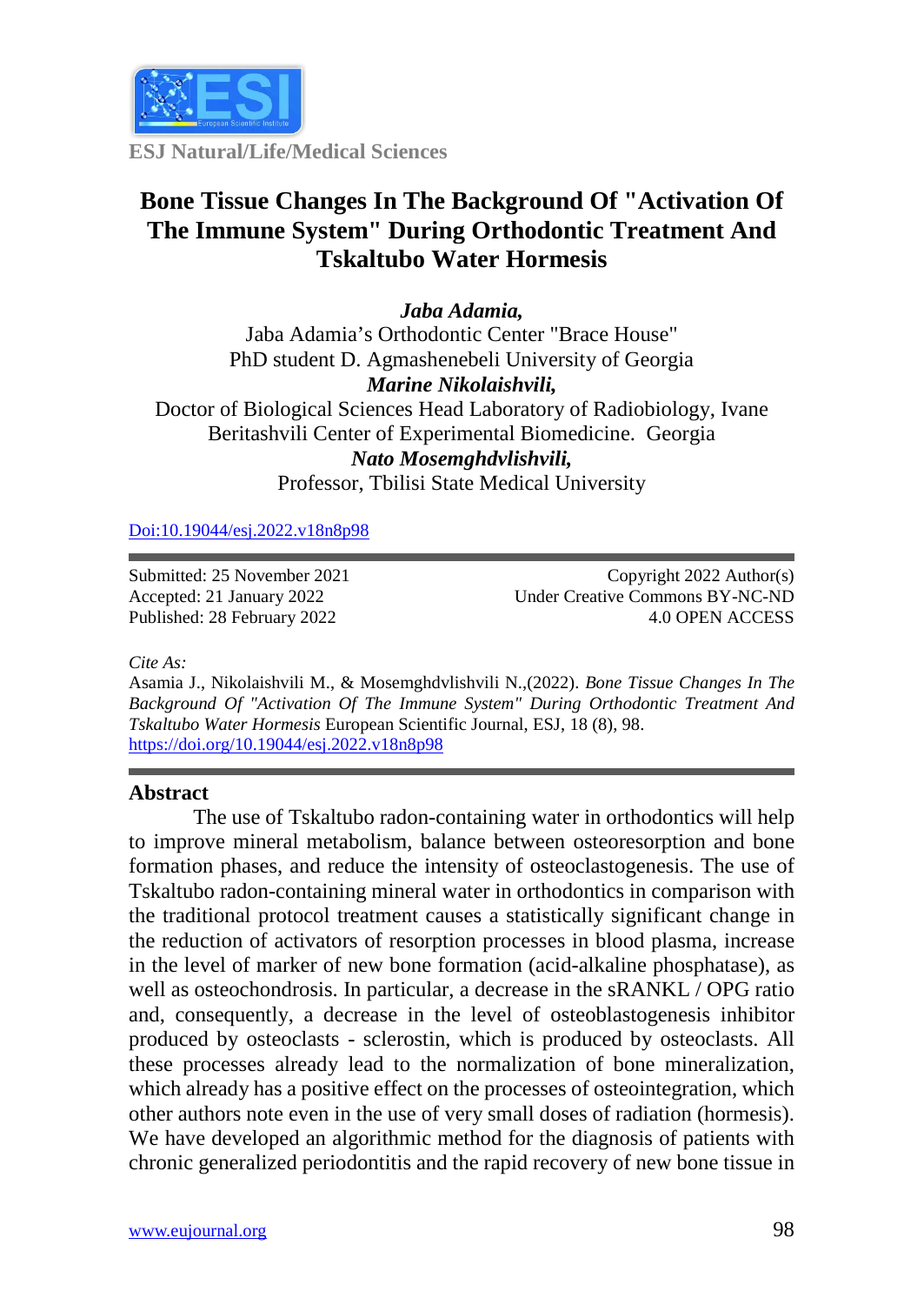ESJ Natural/Life/Medical Sciences

# Bone Tissue Changes In The Background Of "Activation Of The Immune System" During Orthodontic Treatment And Tskaltubo Water Hormesis

***Jaba Adamia,***
Jaba Adamia's Orthodontic Center "Brace House"
PhD student D. Agmashenebeli University of Georgia
***Marine Nikolaishvili,***
Doctor of Biological Sciences Head Laboratory of Radiobiology, Ivane Beritashvili Center of Experimental Biomedicine. Georgia
***Nato Mosemghdvlishvili,***
Professor, Tbilisi State Medical University

Doi:10.19044/esj.2022.v18n8p98

Submitted: 25 November 2021
Accepted: 21 January 2022
Published: 28 February 2022

Copyright 2022 Author(s)
Under Creative Commons BY-NC-ND
4.0 OPEN ACCESS

*Cite As:*
Asamia J., Nikolaishvili M., & Mosemghdvlishvili N.,(2022). *Bone Tissue Changes In The Background Of "Activation Of The Immune System" During Orthodontic Treatment And Tskaltubo Water Hormesis* European Scientific Journal, ESJ, 18 (8), 98. https://doi.org/10.19044/esj.2022.v18n8p98

## Abstract

The use of Tskaltubo radon-containing water in orthodontics will help to improve mineral metabolism, balance between osteoresorption and bone formation phases, and reduce the intensity of osteoclastogenesis. The use of Tskaltubo radon-containing mineral water in orthodontics in comparison with the traditional protocol treatment causes a statistically significant change in the reduction of activators of resorption processes in blood plasma, increase in the level of marker of new bone formation (acid-alkaline phosphatase), as well as osteochondrosis. In particular, a decrease in the sRANKL / OPG ratio and, consequently, a decrease in the level of osteoblastogenesis inhibitor produced by osteoclasts - sclerostin, which is produced by osteoclasts. All these processes already lead to the normalization of bone mineralization, which already has a positive effect on the processes of osteointegration, which other authors note even in the use of very small doses of radiation (hormesis). We have developed an algorithmic method for the diagnosis of patients with chronic generalized periodontitis and the rapid recovery of new bone tissue in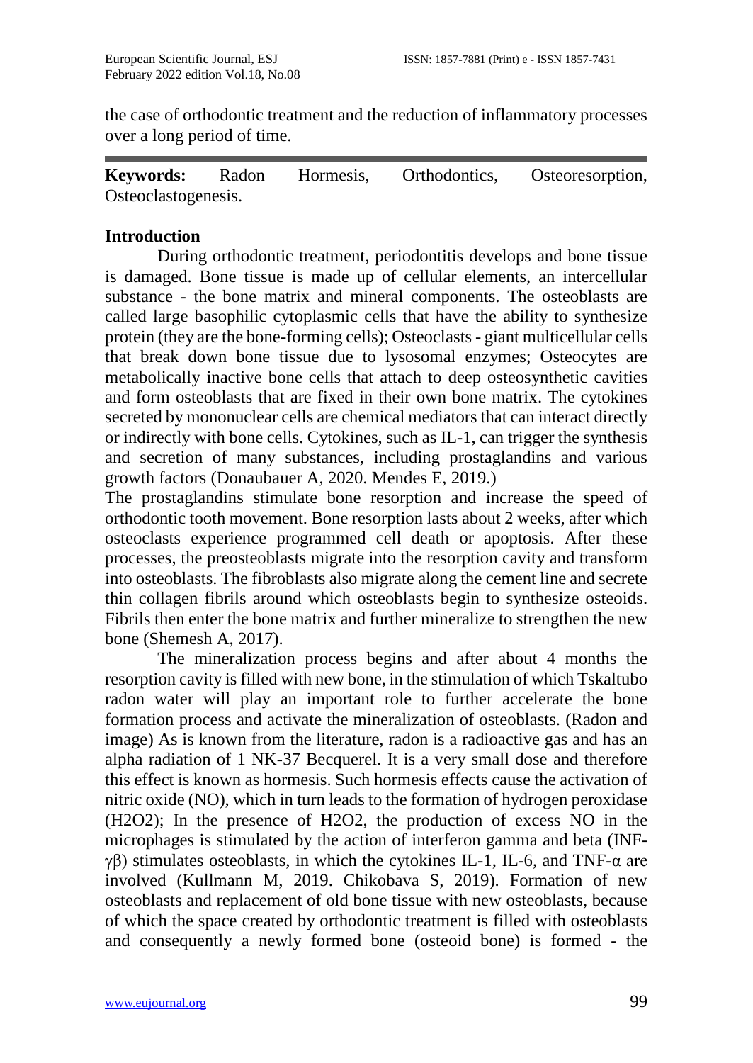the case of orthodontic treatment and the reduction of inflammatory processes over a long period of time.

---

**Keywords:** Radon Hormesis, Orthodontics, Osteoresorption, Osteoclastogenesis.

## Introduction

During orthodontic treatment, periodontitis develops and bone tissue is damaged. Bone tissue is made up of cellular elements, an intercellular substance - the bone matrix and mineral components. The osteoblasts are called large basophilic cytoplasmic cells that have the ability to synthesize protein (they are the bone-forming cells); Osteoclasts - giant multicellular cells that break down bone tissue due to lysosomal enzymes; Osteocytes are metabolically inactive bone cells that attach to deep osteosynthetic cavities and form osteoblasts that are fixed in their own bone matrix. The cytokines secreted by mononuclear cells are chemical mediators that can interact directly or indirectly with bone cells. Cytokines, such as IL-1, can trigger the synthesis and secretion of many substances, including prostaglandins and various growth factors (Donaubauer A, 2020. Mendes E, 2019.)

The prostaglandins stimulate bone resorption and increase the speed of orthodontic tooth movement. Bone resorption lasts about 2 weeks, after which osteoclasts experience programmed cell death or apoptosis. After these processes, the preosteoblasts migrate into the resorption cavity and transform into osteoblasts. The fibroblasts also migrate along the cement line and secrete thin collagen fibrils around which osteoblasts begin to synthesize osteoids. Fibrils then enter the bone matrix and further mineralize to strengthen the new bone (Shemesh A, 2017).

The mineralization process begins and after about 4 months the resorption cavity is filled with new bone, in the stimulation of which Tskaltubo radon water will play an important role to further accelerate the bone formation process and activate the mineralization of osteoblasts. (Radon and image) As is known from the literature, radon is a radioactive gas and has an alpha radiation of 1 NK-37 Becquerel. It is a very small dose and therefore this effect is known as hormesis. Such hormesis effects cause the activation of nitric oxide (NO), which in turn leads to the formation of hydrogen peroxidase ($H_2O_2$); In the presence of $H_2O_2$, the production of excess NO in the microphages is stimulated by the action of interferon gamma and beta (INF-γβ) stimulates osteoblasts, in which the cytokines IL-1, IL-6, and TNF-α are involved (Kullmann M, 2019. Chikobava S, 2019). Formation of new osteoblasts and replacement of old bone tissue with new osteoblasts, because of which the space created by orthodontic treatment is filled with osteoblasts and consequently a newly formed bone (osteoid bone) is formed - the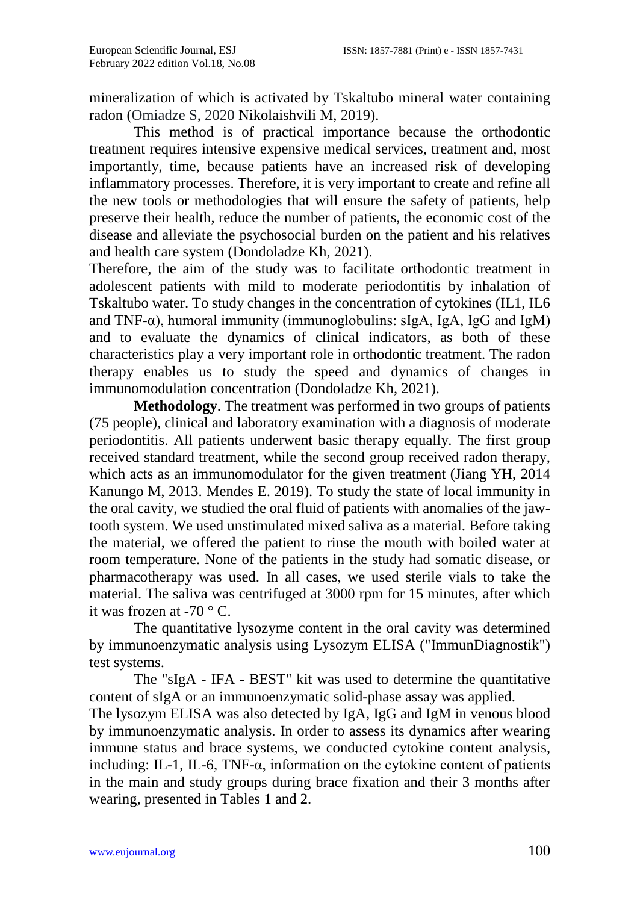mineralization of which is activated by Tskaltubo mineral water containing radon (Omiadze S, 2020 Nikolaishvili M, 2019).

This method is of practical importance because the orthodontic treatment requires intensive expensive medical services, treatment and, most importantly, time, because patients have an increased risk of developing inflammatory processes. Therefore, it is very important to create and refine all the new tools or methodologies that will ensure the safety of patients, help preserve their health, reduce the number of patients, the economic cost of the disease and alleviate the psychosocial burden on the patient and his relatives and health care system (Dondoladze Kh, 2021).

Therefore, the aim of the study was to facilitate orthodontic treatment in adolescent patients with mild to moderate periodontitis by inhalation of Tskaltubo water. To study changes in the concentration of cytokines (IL1, IL6 and TNF-α), humoral immunity (immunoglobulins: sIgA, IgA, IgG and IgM) and to evaluate the dynamics of clinical indicators, as both of these characteristics play a very important role in orthodontic treatment. The radon therapy enables us to study the speed and dynamics of changes in immunomodulation concentration (Dondoladze Kh, 2021).

**Methodology**. The treatment was performed in two groups of patients (75 people), clinical and laboratory examination with a diagnosis of moderate periodontitis. All patients underwent basic therapy equally. The first group received standard treatment, while the second group received radon therapy, which acts as an immunomodulator for the given treatment (Jiang YH, 2014 Kanungo M, 2013. Mendes E. 2019). To study the state of local immunity in the oral cavity, we studied the oral fluid of patients with anomalies of the jaw-tooth system. We used unstimulated mixed saliva as a material. Before taking the material, we offered the patient to rinse the mouth with boiled water at room temperature. None of the patients in the study had somatic disease, or pharmacotherapy was used. In all cases, we used sterile vials to take the material. The saliva was centrifuged at 3000 rpm for 15 minutes, after which it was frozen at -70 ° C.

The quantitative lysozyme content in the oral cavity was determined by immunoenzymatic analysis using Lysozym ELISA ("ImmunDiagnostik") test systems.

The "sIgA - IFA - BEST" kit was used to determine the quantitative content of sIgA or an immunoenzymatic solid-phase assay was applied.

The lysozym ELISA was also detected by IgA, IgG and IgM in venous blood by immunoenzymatic analysis. In order to assess its dynamics after wearing immune status and brace systems, we conducted cytokine content analysis, including: IL-1, IL-6, TNF-α, information on the cytokine content of patients in the main and study groups during brace fixation and their 3 months after wearing, presented in Tables 1 and 2.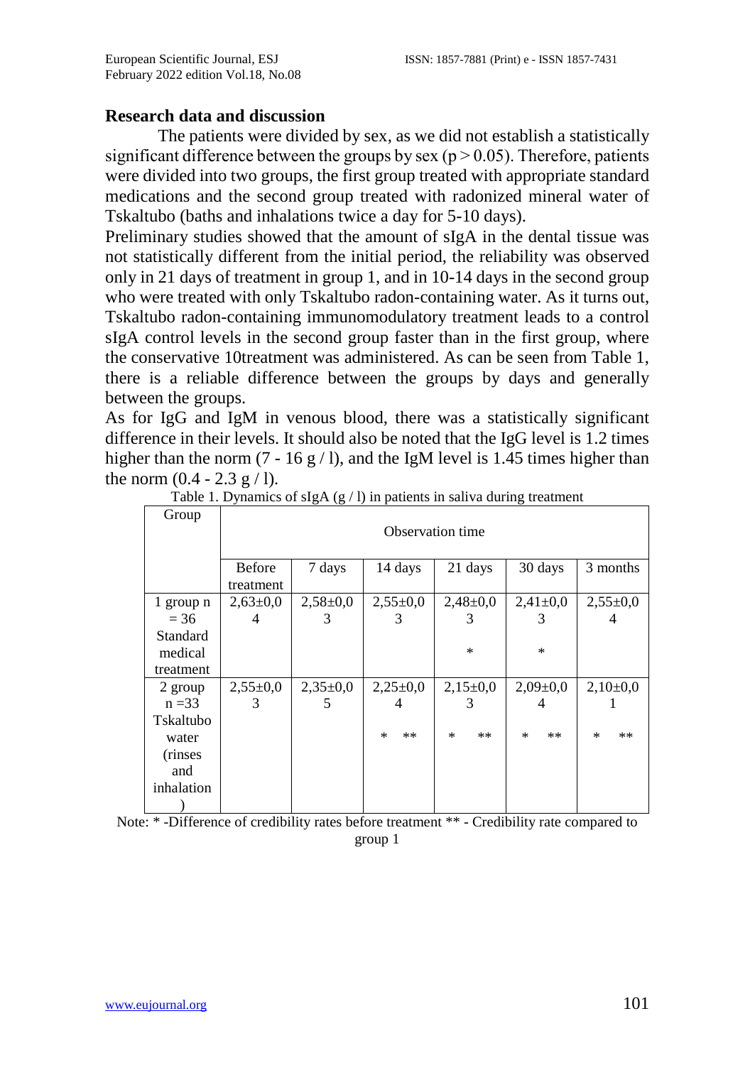## Research data and discussion

The patients were divided by sex, as we did not establish a statistically significant difference between the groups by sex ($p > 0.05$). Therefore, patients were divided into two groups, the first group treated with appropriate standard medications and the second group treated with radonized mineral water of Tskaltubo (baths and inhalations twice a day for 5-10 days).

Preliminary studies showed that the amount of sIgA in the dental tissue was not statistically different from the initial period, the reliability was observed only in 21 days of treatment in group 1, and in 10-14 days in the second group who were treated with only Tskaltubo radon-containing water. As it turns out, Tskaltubo radon-containing immunomodulatory treatment leads to a control sIgA control levels in the second group faster than in the first group, where the conservative 10treatment was administered. As can be seen from Table 1, there is a reliable difference between the groups by days and generally between the groups.

As for IgG and IgM in venous blood, there was a statistically significant difference in their levels. It should also be noted that the IgG level is 1.2 times higher than the norm (7 - 16 g / l), and the IgM level is 1.45 times higher than the norm (0.4 - 2.3 g / l).

Table 1. Dynamics of sIgA (g / l) in patients in saliva during treatment

| Group | Observation time | | | | | |
|---|---|---|---|---|---|---|
| | Before treatment | 7 days | 14 days | 21 days | 30 days | 3 months |
| 1 group n = 36 Standard medical treatment | 2,63±0,04 | 2,58±0,03 | 2,55±0,03 | 2,48±0,03 * | 2,41±0,03 * | 2,55±0,04 |
| 2 group n =33 Tskaltubo water (rinses and inhalation) | 2,55±0,03 | 2,35±0,05 | 2,25±0,04 * ** | 2,15±0,03 * ** | 2,09±0,04 * ** | 2,10±0,01 * ** |

Note: * -Difference of credibility rates before treatment ** - Credibility rate compared to group 1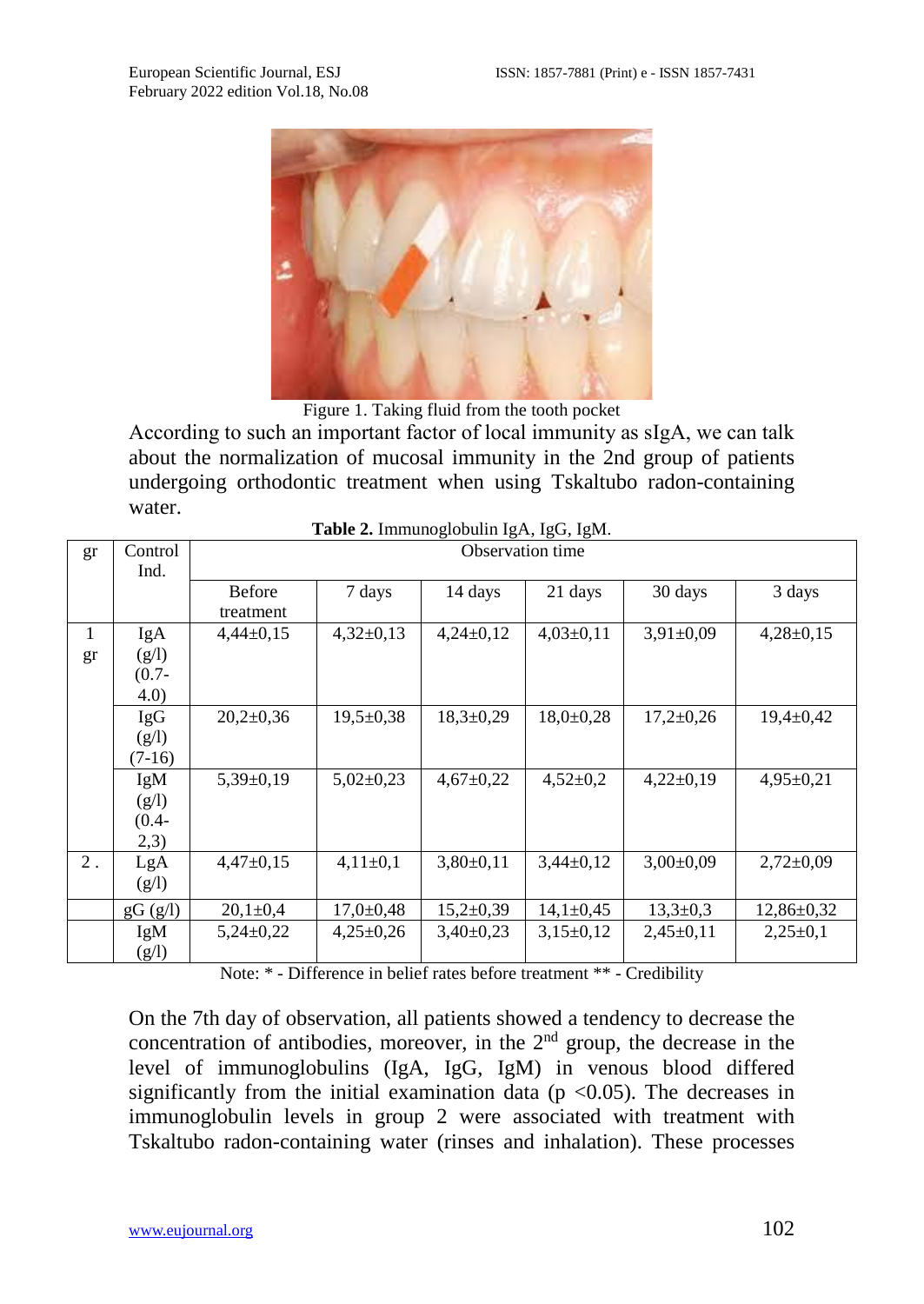Figure 1. Taking fluid from the tooth pocket

According to such an important factor of local immunity as sIgA, we can talk about the normalization of mucosal immunity in the 2nd group of patients undergoing orthodontic treatment when using Tskaltubo radon-containing water.

**Table 2.** Immunoglobulin IgA, IgG, IgM.

| gr | Control Ind. | Observation time | | | | | |
|---|---|---|---|---|---|---|---|
| | | Before treatment | 7 days | 14 days | 21 days | 30 days | 3 days |
| 1 gr | IgA (g/l) (0.7-4.0) | 4,44±0,15 | 4,32±0,13 | 4,24±0,12 | 4,03±0,11 | 3,91±0,09 | 4,28±0,15 |
| | IgG (g/l) (7-16) | 20,2±0,36 | 19,5±0,38 | 18,3±0,29 | 18,0±0,28 | 17,2±0,26 | 19,4±0,42 |
| | IgM (g/l) (0.4-2,3) | 5,39±0,19 | 5,02±0,23 | 4,67±0,22 | 4,52±0,2 | 4,22±0,19 | 4,95±0,21 |
| 2 . | LgA (g/l) | 4,47±0,15 | 4,11±0,1 | 3,80±0,11 | 3,44±0,12 | 3,00±0,09 | 2,72±0,09 |
| | gG (g/l) | 20,1±0,4 | 17,0±0,48 | 15,2±0,39 | 14,1±0,45 | 13,3±0,3 | 12,86±0,32 |
| | IgM (g/l) | 5,24±0,22 | 4,25±0,26 | 3,40±0,23 | 3,15±0,12 | 2,45±0,11 | 2,25±0,1 |

Note: * - Difference in belief rates before treatment ** - Credibility

On the 7th day of observation, all patients showed a tendency to decrease the concentration of antibodies, moreover, in the 2nd group, the decrease in the level of immunoglobulins (IgA, IgG, IgM) in venous blood differed significantly from the initial examination data ($p < 0.05$). The decreases in immunoglobulin levels in group 2 were associated with treatment with Tskaltubo radon-containing water (rinses and inhalation). These processes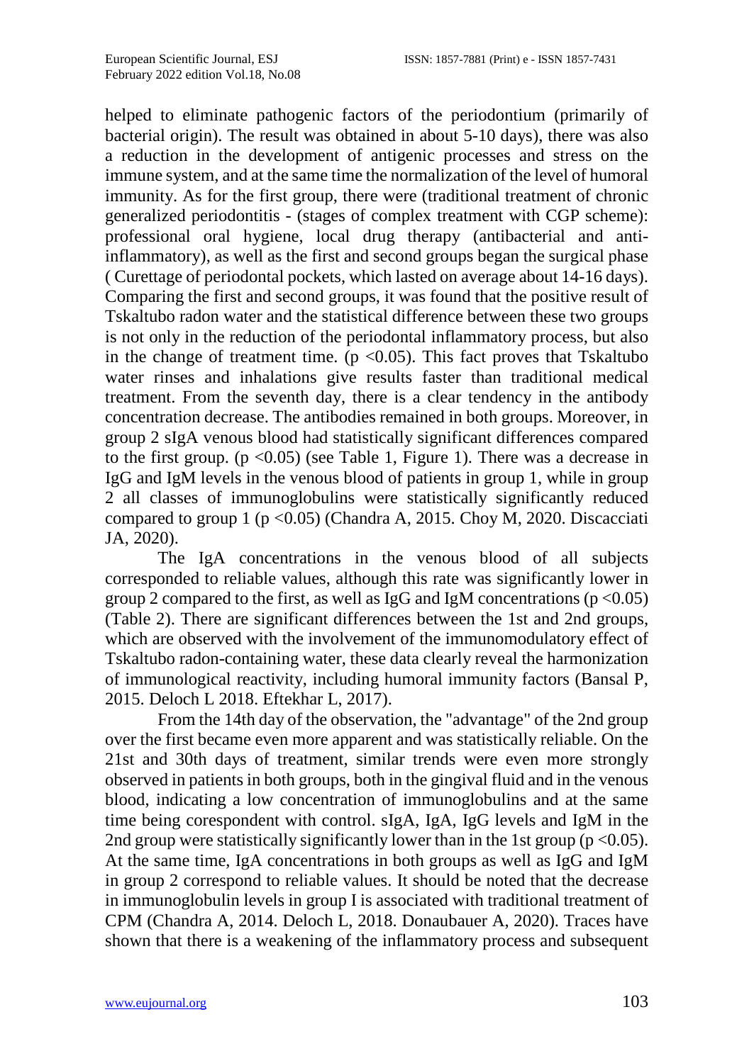helped to eliminate pathogenic factors of the periodontium (primarily of bacterial origin). The result was obtained in about 5-10 days), there was also a reduction in the development of antigenic processes and stress on the immune system, and at the same time the normalization of the level of humoral immunity. As for the first group, there were (traditional treatment of chronic generalized periodontitis - (stages of complex treatment with CGP scheme): professional oral hygiene, local drug therapy (antibacterial and anti-inflammatory), as well as the first and second groups began the surgical phase ( Curettage of periodontal pockets, which lasted on average about 14-16 days). Comparing the first and second groups, it was found that the positive result of Tskaltubo radon water and the statistical difference between these two groups is not only in the reduction of the periodontal inflammatory process, but also in the change of treatment time. ($p < 0.05$). This fact proves that Tskaltubo water rinses and inhalations give results faster than traditional medical treatment. From the seventh day, there is a clear tendency in the antibody concentration decrease. The antibodies remained in both groups. Moreover, in group 2 sIgA venous blood had statistically significant differences compared to the first group. ($p < 0.05$) (see Table 1, Figure 1). There was a decrease in IgG and IgM levels in the venous blood of patients in group 1, while in group 2 all classes of immunoglobulins were statistically significantly reduced compared to group 1 ($p < 0.05$) (Chandra A, 2015. Choy M, 2020. Discacciati JA, 2020).

The IgA concentrations in the venous blood of all subjects corresponded to reliable values, although this rate was significantly lower in group 2 compared to the first, as well as IgG and IgM concentrations ($p < 0.05$) (Table 2). There are significant differences between the 1st and 2nd groups, which are observed with the involvement of the immunomodulatory effect of Tskaltubo radon-containing water, these data clearly reveal the harmonization of immunological reactivity, including humoral immunity factors (Bansal P, 2015. Deloch L 2018. Eftekhar L, 2017).

From the 14th day of the observation, the "advantage" of the 2nd group over the first became even more apparent and was statistically reliable. On the 21st and 30th days of treatment, similar trends were even more strongly observed in patients in both groups, both in the gingival fluid and in the venous blood, indicating a low concentration of immunoglobulins and at the same time being corespondent with control. sIgA, IgA, IgG levels and IgM in the 2nd group were statistically significantly lower than in the 1st group ($p < 0.05$). At the same time, IgA concentrations in both groups as well as IgG and IgM in group 2 correspond to reliable values. It should be noted that the decrease in immunoglobulin levels in group I is associated with traditional treatment of CPM (Chandra A, 2014. Deloch L, 2018. Donaubauer A, 2020). Traces have shown that there is a weakening of the inflammatory process and subsequent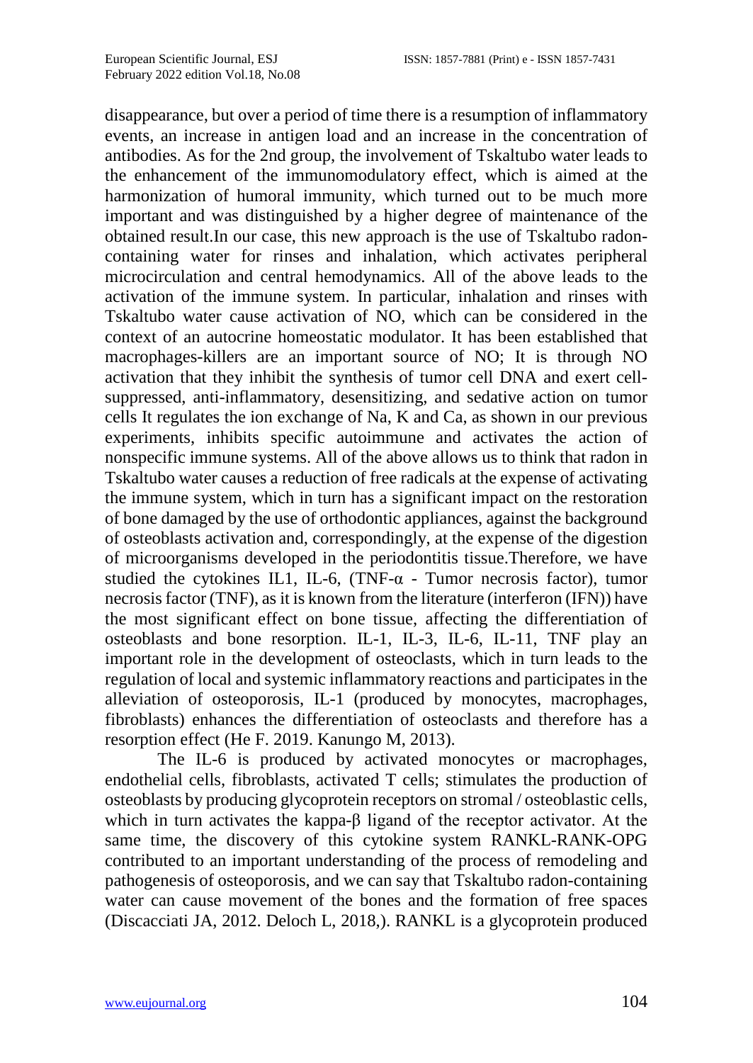disappearance, but over a period of time there is a resumption of inflammatory events, an increase in antigen load and an increase in the concentration of antibodies. As for the 2nd group, the involvement of Tskaltubo water leads to the enhancement of the immunomodulatory effect, which is aimed at the harmonization of humoral immunity, which turned out to be much more important and was distinguished by a higher degree of maintenance of the obtained result.In our case, this new approach is the use of Tskaltubo radon-containing water for rinses and inhalation, which activates peripheral microcirculation and central hemodynamics. All of the above leads to the activation of the immune system. In particular, inhalation and rinses with Tskaltubo water cause activation of NO, which can be considered in the context of an autocrine homeostatic modulator. It has been established that macrophages-killers are an important source of NO; It is through NO activation that they inhibit the synthesis of tumor cell DNA and exert cell-suppressed, anti-inflammatory, desensitizing, and sedative action on tumor cells It regulates the ion exchange of Na, K and Ca, as shown in our previous experiments, inhibits specific autoimmune and activates the action of nonspecific immune systems. All of the above allows us to think that radon in Tskaltubo water causes a reduction of free radicals at the expense of activating the immune system, which in turn has a significant impact on the restoration of bone damaged by the use of orthodontic appliances, against the background of osteoblasts activation and, correspondingly, at the expense of the digestion of microorganisms developed in the periodontitis tissue.Therefore, we have studied the cytokines IL1, IL-6, (TNF-α - Tumor necrosis factor), tumor necrosis factor (TNF), as it is known from the literature (interferon (IFN)) have the most significant effect on bone tissue, affecting the differentiation of osteoblasts and bone resorption. IL-1, IL-3, IL-6, IL-11, TNF play an important role in the development of osteoclasts, which in turn leads to the regulation of local and systemic inflammatory reactions and participates in the alleviation of osteoporosis, IL-1 (produced by monocytes, macrophages, fibroblasts) enhances the differentiation of osteoclasts and therefore has a resorption effect (He F. 2019. Kanungo M, 2013).

The IL-6 is produced by activated monocytes or macrophages, endothelial cells, fibroblasts, activated T cells; stimulates the production of osteoblasts by producing glycoprotein receptors on stromal / osteoblastic cells, which in turn activates the kappa-β ligand of the receptor activator. At the same time, the discovery of this cytokine system RANKL-RANK-OPG contributed to an important understanding of the process of remodeling and pathogenesis of osteoporosis, and we can say that Tskaltubo radon-containing water can cause movement of the bones and the formation of free spaces (Discacciati JA, 2012. Deloch L, 2018,). RANKL is a glycoprotein produced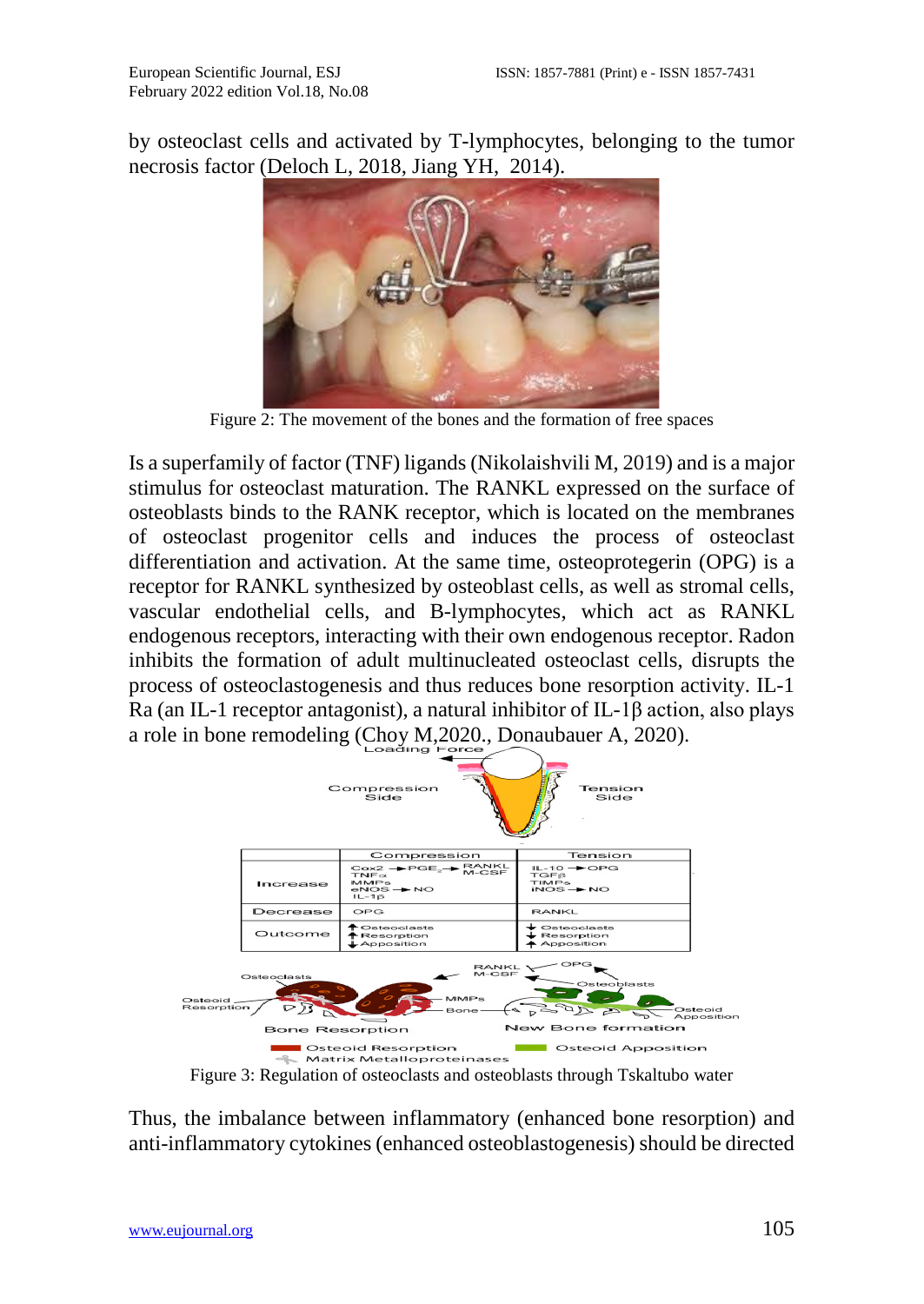by osteoclast cells and activated by T-lymphocytes, belonging to the tumor necrosis factor (Deloch L, 2018, Jiang YH, 2014).

Figure 2: The movement of the bones and the formation of free spaces

Is a superfamily of factor (TNF) ligands (Nikolaishvili M, 2019) and is a major stimulus for osteoclast maturation. The RANKL expressed on the surface of osteoblasts binds to the RANK receptor, which is located on the membranes of osteoclast progenitor cells and induces the process of osteoclast differentiation and activation. At the same time, osteoprotegerin (OPG) is a receptor for RANKL synthesized by osteoblast cells, as well as stromal cells, vascular endothelial cells, and B-lymphocytes, which act as RANKL endogenous receptors, interacting with their own endogenous receptor. Radon inhibits the formation of adult multinucleated osteoclast cells, disrupts the process of osteoclastogenesis and thus reduces bone resorption activity. IL-1 Ra (an IL-1 receptor antagonist), a natural inhibitor of IL-1β action, also plays a role in bone remodeling (Choy M,2020., Donaubauer A, 2020).

Figure 3: Regulation of osteoclasts and osteoblasts through Tskaltubo water

Thus, the imbalance between inflammatory (enhanced bone resorption) and anti-inflammatory cytokines (enhanced osteoblastogenesis) should be directed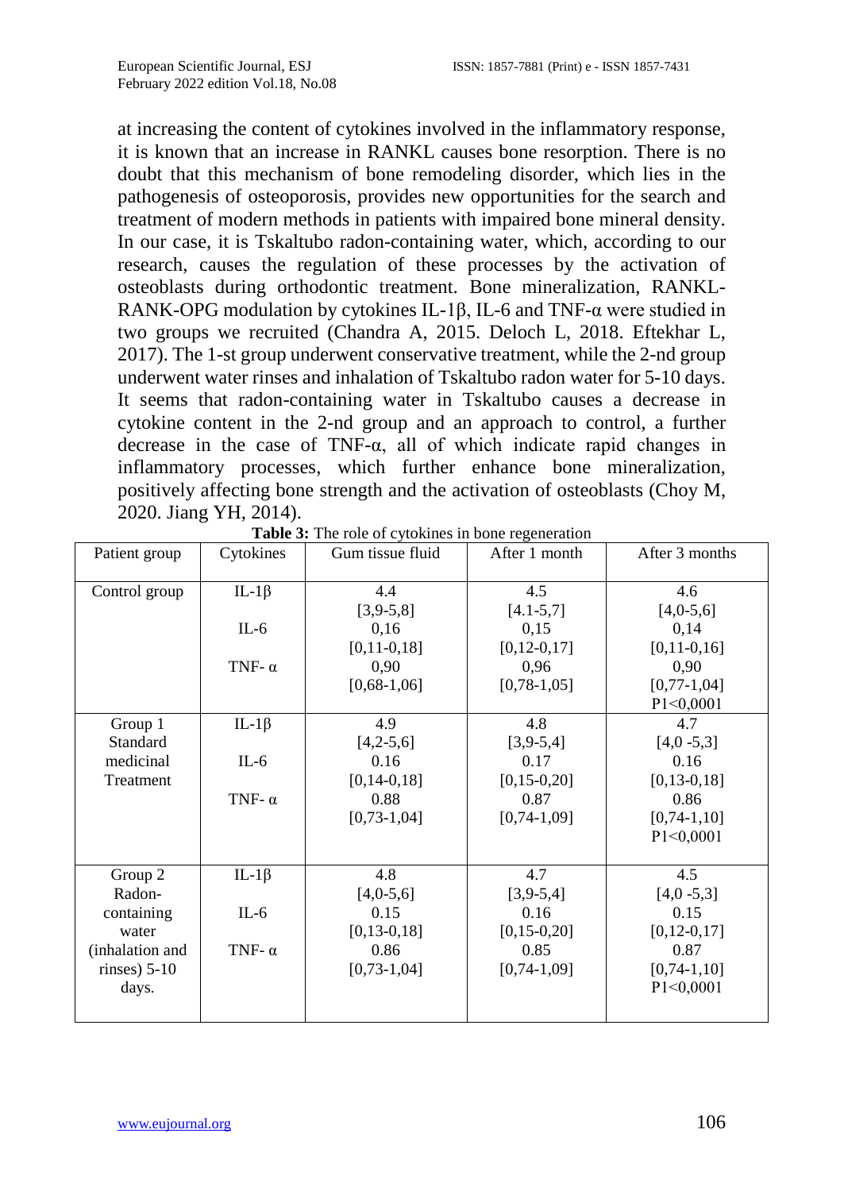at increasing the content of cytokines involved in the inflammatory response, it is known that an increase in RANKL causes bone resorption. There is no doubt that this mechanism of bone remodeling disorder, which lies in the pathogenesis of osteoporosis, provides new opportunities for the search and treatment of modern methods in patients with impaired bone mineral density. In our case, it is Tskaltubo radon-containing water, which, according to our research, causes the regulation of these processes by the activation of osteoblasts during orthodontic treatment. Bone mineralization, RANKL-RANK-OPG modulation by cytokines IL-1β, IL-6 and TNF-α were studied in two groups we recruited (Chandra A, 2015. Deloch L, 2018. Eftekhar L, 2017). The 1-st group underwent conservative treatment, while the 2-nd group underwent water rinses and inhalation of Tskaltubo radon water for 5-10 days. It seems that radon-containing water in Tskaltubo causes a decrease in cytokine content in the 2-nd group and an approach to control, a further decrease in the case of TNF-α, all of which indicate rapid changes in inflammatory processes, which further enhance bone mineralization, positively affecting bone strength and the activation of osteoblasts (Choy M, 2020. Jiang YH, 2014).

**Table 3:** The role of cytokines in bone regeneration

| Patient group | Cytokines | Gum tissue fluid | After 1 month | After 3 months |
|---|---|---|---|---|
| Control group | IL-1β | 4.4 [3,9-5,8] | 4.5 [4.1-5,7] | 4.6 [4,0-5,6] |
| | IL-6 | 0,16 [0,11-0,18] | 0,15 [0,12-0,17] | 0,14 [0,11-0,16] |
| | TNF- α | 0,90 [0,68-1,06] | 0,96 [0,78-1,05] | 0,90 [0,77-1,04] P1<0,0001 |
| Group 1 Standard medicinal Treatment | IL-1β | 4.9 [4,2-5,6] | 4.8 [3,9-5,4] | 4.7 [4,0 -5,3] |
| | IL-6 | 0.16 [0,14-0,18] | 0.17 [0,15-0,20] | 0.16 [0,13-0,18] |
| | TNF- α | 0.88 [0,73-1,04] | 0.87 [0,74-1,09] | 0.86 [0,74-1,10] P1<0,0001 |
| Group 2 Radon-containing water (inhalation and rinses) 5-10 days. | IL-1β | 4.8 [4,0-5,6] | 4.7 [3,9-5,4] | 4.5 [4,0 -5,3] |
| | IL-6 | 0.15 [0,13-0,18] | 0.16 [0,15-0,20] | 0.15 [0,12-0,17] |
| | TNF- α | 0.86 [0,73-1,04] | 0.85 [0,74-1,09] | 0.87 [0,74-1,10] P1<0,0001 |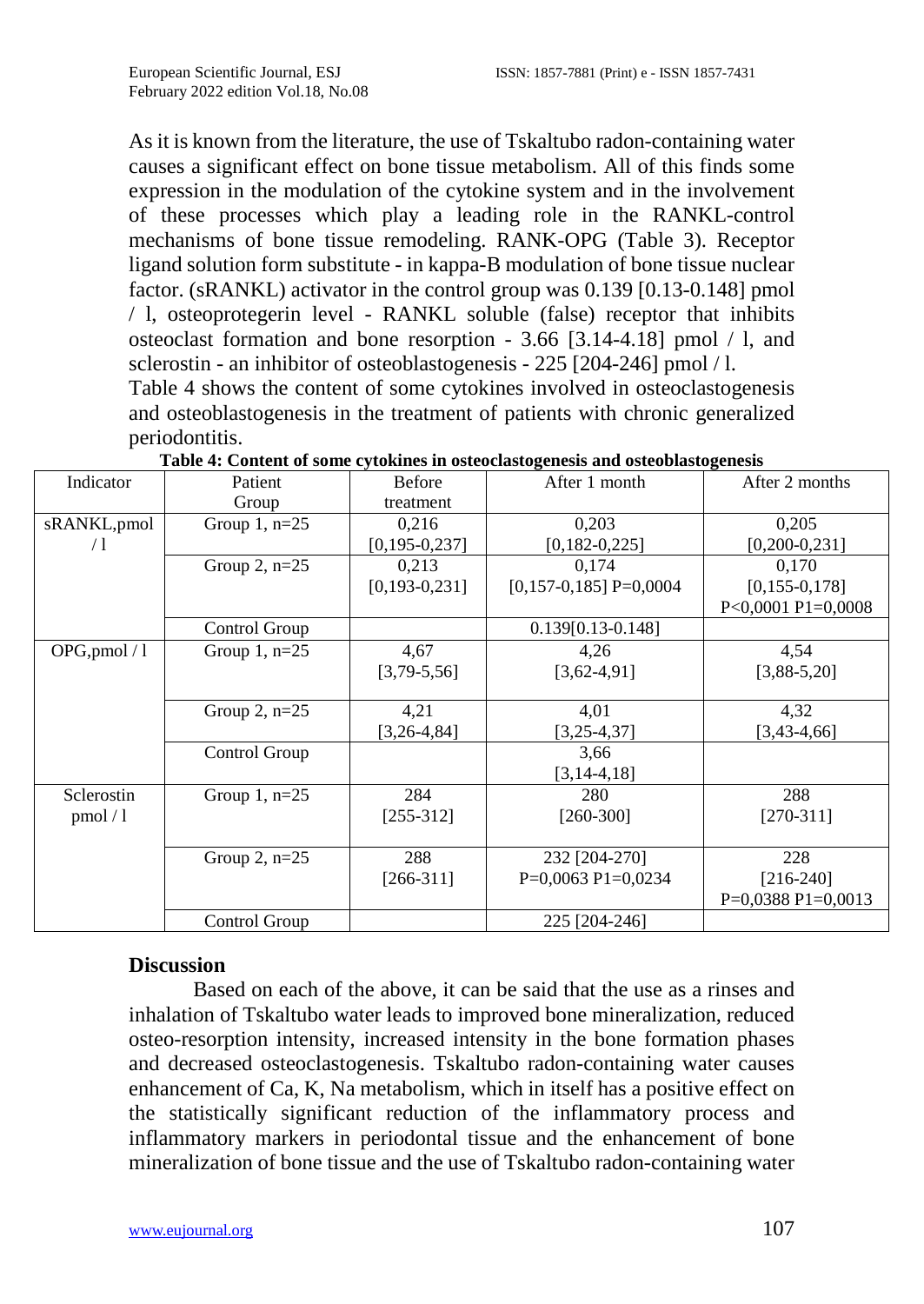As it is known from the literature, the use of Tskaltubo radon-containing water causes a significant effect on bone tissue metabolism. All of this finds some expression in the modulation of the cytokine system and in the involvement of these processes which play a leading role in the RANKL-control mechanisms of bone tissue remodeling. RANK-OPG (Table 3). Receptor ligand solution form substitute - in kappa-B modulation of bone tissue nuclear factor. (sRANKL) activator in the control group was 0.139 [0.13-0.148] pmol / l, osteoprotegerin level - RANKL soluble (false) receptor that inhibits osteoclast formation and bone resorption - 3.66 [3.14-4.18] pmol / l, and sclerostin - an inhibitor of osteoblastogenesis - 225 [204-246] pmol / l.

Table 4 shows the content of some cytokines involved in osteoclastogenesis and osteoblastogenesis in the treatment of patients with chronic generalized periodontitis.

**Table 4: Content of some cytokines in osteoclastogenesis and osteoblastogenesis**

| Indicator | Patient Group | Before treatment | After 1 month | After 2 months |
|---|---|---|---|---|
| sRANKL,pmol / l | Group 1, n=25 | 0,216 [0,195-0,237] | 0,203 [0,182-0,225] | 0,205 [0,200-0,231] |
| | Group 2, n=25 | 0,213 [0,193-0,231] | 0,174 [0,157-0,185] P=0,0004 | 0,170 [0,155-0,178] P<0,0001 P1=0,0008 |
| | Control Group | | 0.139[0.13-0.148] | |
| OPG,pmol / l | Group 1, n=25 | 4,67 [3,79-5,56] | 4,26 [3,62-4,91] | 4,54 [3,88-5,20] |
| | Group 2, n=25 | 4,21 [3,26-4,84] | 4,01 [3,25-4,37] | 4,32 [3,43-4,66] |
| | Control Group | | 3,66 [3,14-4,18] | |
| Sclerostin pmol / l | Group 1, n=25 | 284 [255-312] | 280 [260-300] | 288 [270-311] |
| | Group 2, n=25 | 288 [266-311] | 232 [204-270] P=0,0063 P1=0,0234 | 228 [216-240] P=0,0388 P1=0,0013 |
| | Control Group | | 225 [204-246] | |

## Discussion

Based on each of the above, it can be said that the use as a rinses and inhalation of Tskaltubo water leads to improved bone mineralization, reduced osteo-resorption intensity, increased intensity in the bone formation phases and decreased osteoclastogenesis. Tskaltubo radon-containing water causes enhancement of Ca, K, Na metabolism, which in itself has a positive effect on the statistically significant reduction of the inflammatory process and inflammatory markers in periodontal tissue and the enhancement of bone mineralization of bone tissue and the use of Tskaltubo radon-containing water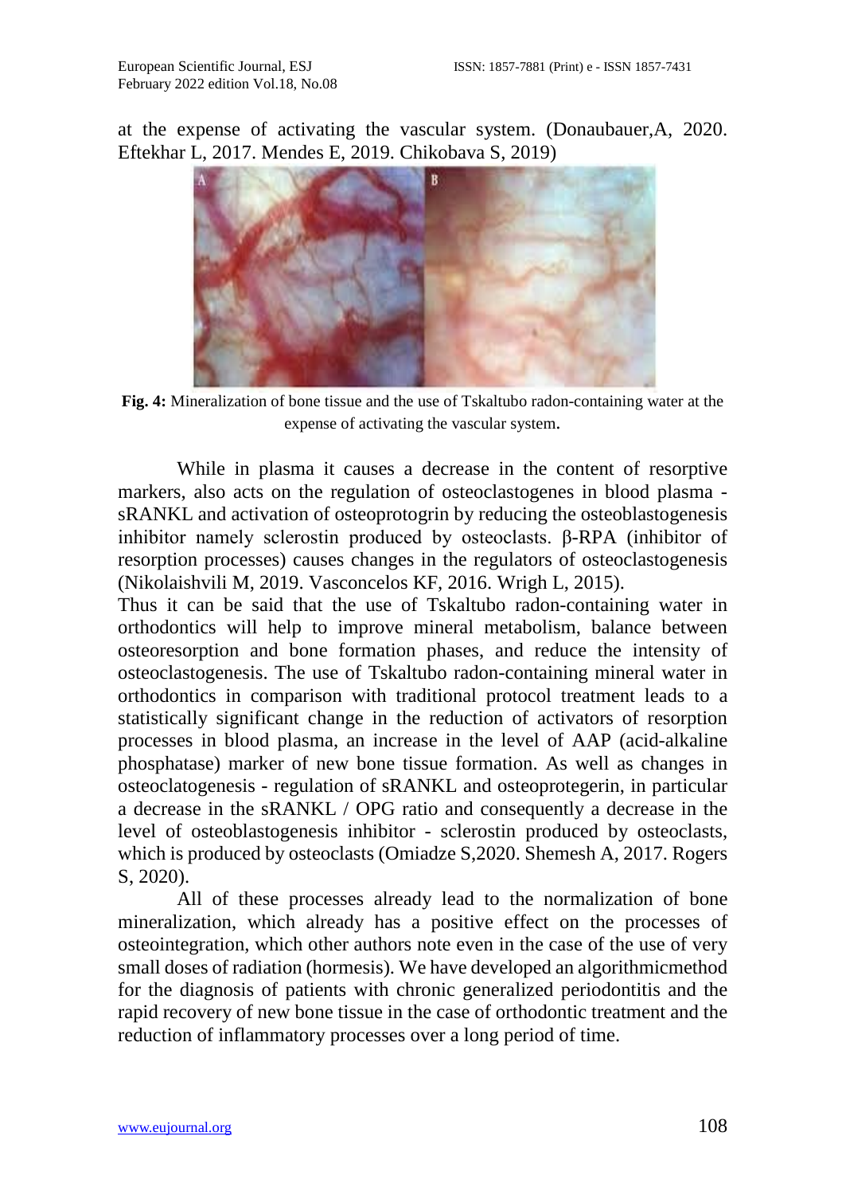at the expense of activating the vascular system. (Donaubauer,A, 2020. Eftekhar L, 2017. Mendes E, 2019. Chikobava S, 2019)

**Fig. 4:** Mineralization of bone tissue and the use of Tskaltubo radon-containing water at the expense of activating the vascular system.

While in plasma it causes a decrease in the content of resorptive markers, also acts on the regulation of osteoclastogenes in blood plasma - sRANKL and activation of osteoprotogrin by reducing the osteoblastogenesis inhibitor namely sclerostin produced by osteoclasts. β-RPA (inhibitor of resorption processes) causes changes in the regulators of osteoclastogenesis (Nikolaishvili M, 2019. Vasconcelos KF, 2016. Wrigh L, 2015).

Thus it can be said that the use of Tskaltubo radon-containing water in orthodontics will help to improve mineral metabolism, balance between osteoresorption and bone formation phases, and reduce the intensity of osteoclastogenesis. The use of Tskaltubo radon-containing mineral water in orthodontics in comparison with traditional protocol treatment leads to a statistically significant change in the reduction of activators of resorption processes in blood plasma, an increase in the level of AAP (acid-alkaline phosphatase) marker of new bone tissue formation. As well as changes in osteoclatogenesis - regulation of sRANKL and osteoprotegerin, in particular a decrease in the sRANKL / OPG ratio and consequently a decrease in the level of osteoblastogenesis inhibitor - sclerostin produced by osteoclasts, which is produced by osteoclasts (Omiadze S,2020. Shemesh A, 2017. Rogers S, 2020).

All of these processes already lead to the normalization of bone mineralization, which already has a positive effect on the processes of osteointegration, which other authors note even in the case of the use of very small doses of radiation (hormesis). We have developed an algorithmicmethod for the diagnosis of patients with chronic generalized periodontitis and the rapid recovery of new bone tissue in the case of orthodontic treatment and the reduction of inflammatory processes over a long period of time.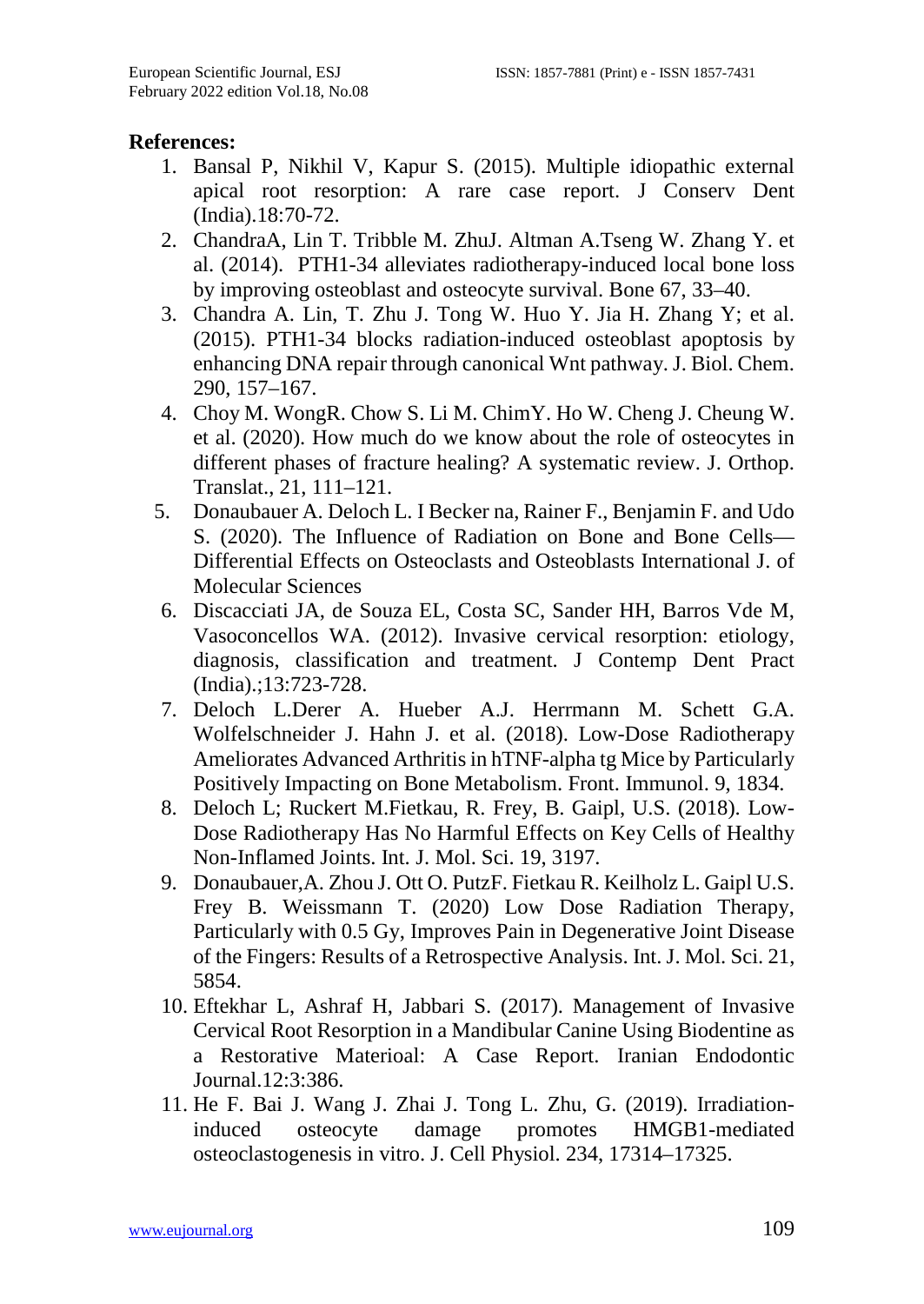**References:**

1. Bansal P, Nikhil V, Kapur S. (2015). Multiple idiopathic external apical root resorption: A rare case report. J Conserv Dent (India).18:70-72.
2. ChandraA, Lin T. Tribble M. ZhuJ. Altman A.Tseng W. Zhang Y. et al. (2014). PTH1-34 alleviates radiotherapy-induced local bone loss by improving osteoblast and osteocyte survival. Bone 67, 33–40.
3. Chandra A. Lin, T. Zhu J. Tong W. Huo Y. Jia H. Zhang Y; et al. (2015). PTH1-34 blocks radiation-induced osteoblast apoptosis by enhancing DNA repair through canonical Wnt pathway. J. Biol. Chem. 290, 157–167.
4. Choy M. WongR. Chow S. Li M. ChimY. Ho W. Cheng J. Cheung W. et al. (2020). How much do we know about the role of osteocytes in different phases of fracture healing? A systematic review. J. Orthop. Translat., 21, 111–121.
5. Donaubauer A. Deloch L. I Becker na, Rainer F., Benjamin F. and Udo S. (2020). The Influence of Radiation on Bone and Bone Cells—Differential Effects on Osteoclasts and Osteoblasts International J. of Molecular Sciences
6. Discacciati JA, de Souza EL, Costa SC, Sander HH, Barros Vde M, Vasoconcellos WA. (2012). Invasive cervical resorption: etiology, diagnosis, classification and treatment. J Contemp Dent Pract (India).;13:723-728.
7. Deloch L.Derer A. Hueber A.J. Herrmann M. Schett G.A. Wolfelschneider J. Hahn J. et al. (2018). Low-Dose Radiotherapy Ameliorates Advanced Arthritis in hTNF-alpha tg Mice by Particularly Positively Impacting on Bone Metabolism. Front. Immunol. 9, 1834.
8. Deloch L; Ruckert M.Fietkau, R. Frey, B. Gaipl, U.S. (2018). Low-Dose Radiotherapy Has No Harmful Effects on Key Cells of Healthy Non-Inflamed Joints. Int. J. Mol. Sci. 19, 3197.
9. Donaubauer,A. Zhou J. Ott O. PutzF. Fietkau R. Keilholz L. Gaipl U.S. Frey B. Weissmann T. (2020) Low Dose Radiation Therapy, Particularly with 0.5 Gy, Improves Pain in Degenerative Joint Disease of the Fingers: Results of a Retrospective Analysis. Int. J. Mol. Sci. 21, 5854.
10. Eftekhar L, Ashraf H, Jabbari S. (2017). Management of Invasive Cervical Root Resorption in a Mandibular Canine Using Biodentine as a Restorative Materioal: A Case Report. Iranian Endodontic Journal.12:3:386.
11. He F. Bai J. Wang J. Zhai J. Tong L. Zhu, G. (2019). Irradiation-induced osteocyte damage promotes HMGB1-mediated osteoclastogenesis in vitro. J. Cell Physiol. 234, 17314–17325.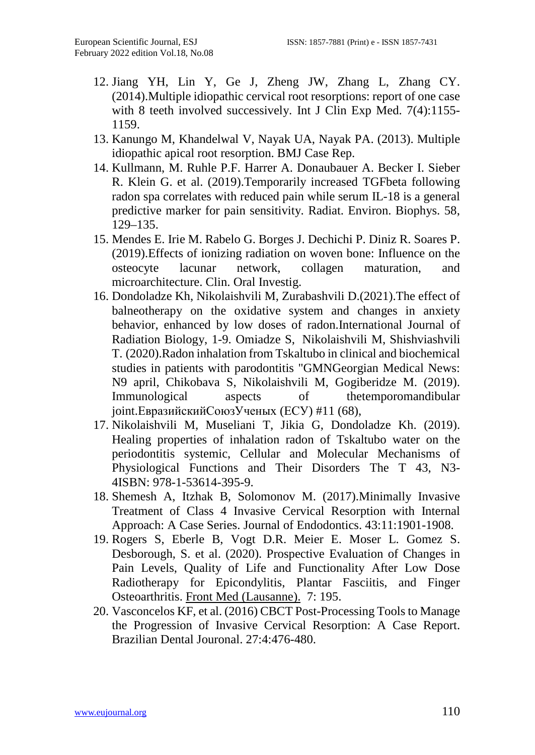12. Jiang YH, Lin Y, Ge J, Zheng JW, Zhang L, Zhang CY. (2014).Multiple idiopathic cervical root resorptions: report of one case with 8 teeth involved successively. Int J Clin Exp Med. 7(4):1155-1159.
13. Kanungo M, Khandelwal V, Nayak UA, Nayak PA. (2013). Multiple idiopathic apical root resorption. BMJ Case Rep.
14. Kullmann, M. Ruhle P.F. Harrer A. Donaubauer A. Becker I. Sieber R. Klein G. et al. (2019).Temporarily increased TGFbeta following radon spa correlates with reduced pain while serum IL-18 is a general predictive marker for pain sensitivity. Radiat. Environ. Biophys. 58, 129–135.
15. Mendes E. Irie M. Rabelo G. Borges J. Dechichi P. Diniz R. Soares P. (2019).Effects of ionizing radiation on woven bone: Influence on the osteocyte lacunar network, collagen maturation, and microarchitecture. Clin. Oral Investig.
16. Dondoladze Kh, Nikolaishvili M, Zurabashvili D.(2021).The effect of balneotherapy on the oxidative system and changes in anxiety behavior, enhanced by low doses of radon.International Journal of Radiation Biology, 1-9. Omiadze S, Nikolaishvili M, Shishviashvili T. (2020).Radon inhalation from Tskaltubo in clinical and biochemical studies in patients with parodontitis "GMNGeorgian Medical News: N9 april, Chikobava S, Nikolaishvili M, Gogiberidze M. (2019). Immunological aspects of thetemporomandibular joint.ЕвразийскийСоюзУченых (ЕСУ) #11 (68),
17. Nikolaishvili M, Museliani T, Jikia G, Dondoladze Kh. (2019). Healing properties of inhalation radon of Tskaltubo water on the periodontitis systemic, Cellular and Molecular Mechanisms of Physiological Functions and Their Disorders The T 43, N3-4ISBN: 978-1-53614-395-9.
18. Shemesh A, Itzhak B, Solomonov M. (2017).Minimally Invasive Treatment of Class 4 Invasive Cervical Resorption with Internal Approach: A Case Series. Journal of Endodontics. 43:11:1901-1908.
19. Rogers S, Eberle B, Vogt D.R. Meier E. Moser L. Gomez S. Desborough, S. et al. (2020). Prospective Evaluation of Changes in Pain Levels, Quality of Life and Functionality After Low Dose Radiotherapy for Epicondylitis, Plantar Fasciitis, and Finger Osteoarthritis. Front Med (Lausanne). 7: 195.
20. Vasconcelos KF, et al. (2016) CBCT Post-Processing Tools to Manage the Progression of Invasive Cervical Resorption: A Case Report. Brazilian Dental Jouronal. 27:4:476-480.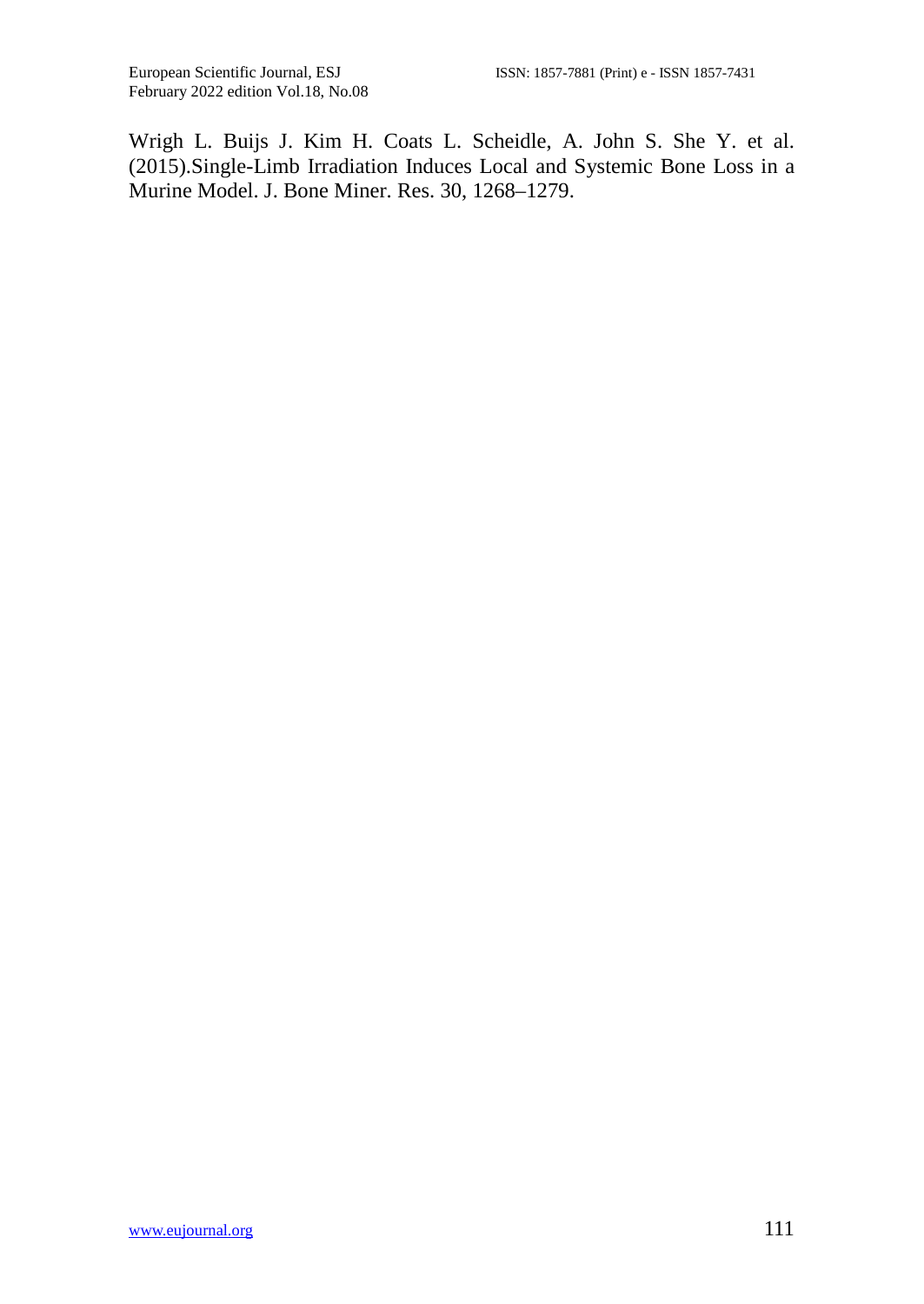Wrigh L. Buijs J. Kim H. Coats L. Scheidle, A. John S. She Y. et al. (2015).Single-Limb Irradiation Induces Local and Systemic Bone Loss in a Murine Model. J. Bone Miner. Res. 30, 1268–1279.